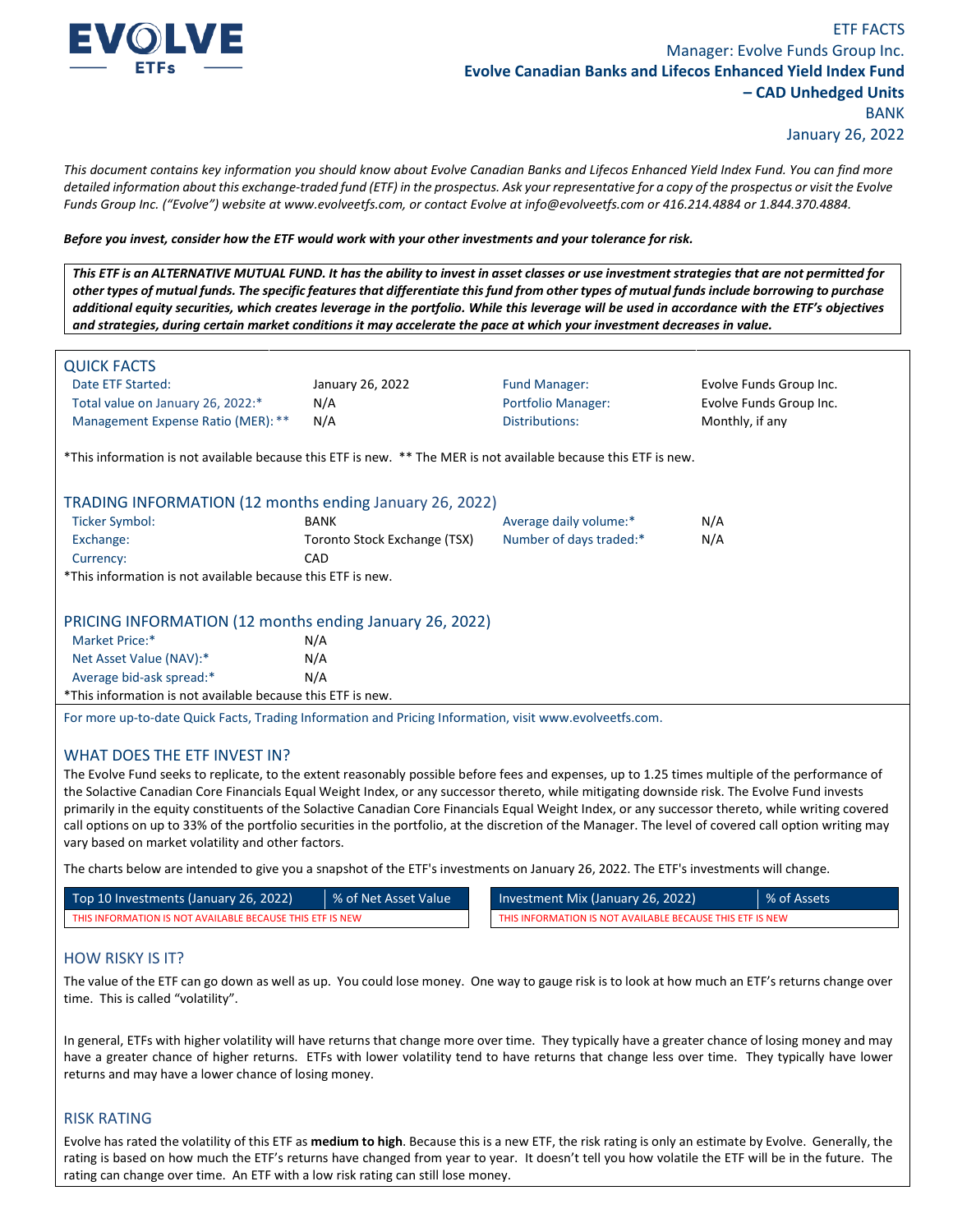EVOLVE ETFs

ETF FACTS
Manager: Evolve Funds Group Inc.
**Evolve Canadian Banks and Lifecos Enhanced Yield Index Fund – CAD Unhedged Units**
BANK
January 26, 2022

*This document contains key information you should know about Evolve Canadian Banks and Lifecos Enhanced Yield Index Fund. You can find more detailed information about this exchange-traded fund (ETF) in the prospectus. Ask your representative for a copy of the prospectus or visit the Evolve Funds Group Inc. ("Evolve") website at www.evolveetfs.com, or contact Evolve at info@evolveetfs.com or 416.214.4884 or 1.844.370.4884.*

***Before you invest, consider how the ETF would work with your other investments and your tolerance for risk.***

***This ETF is an ALTERNATIVE MUTUAL FUND. It has the ability to invest in asset classes or use investment strategies that are not permitted for other types of mutual funds. The specific features that differentiate this fund from other types of mutual funds include borrowing to purchase additional equity securities, which creates leverage in the portfolio. While this leverage will be used in accordance with the ETF's objectives and strategies, during certain market conditions it may accelerate the pace at which your investment decreases in value.***

## QUICK FACTS

| | | | |
|---|---|---|---|
| Date ETF Started: | January 26, 2022 | Fund Manager: | Evolve Funds Group Inc. |
| Total value on January 26, 2022:* | N/A | Portfolio Manager: | Evolve Funds Group Inc. |
| Management Expense Ratio (MER): ** | N/A | Distributions: | Monthly, if any |

*This information is not available because this ETF is new. ** The MER is not available because this ETF is new.

## TRADING INFORMATION (12 months ending January 26, 2022)

| | | | |
|---|---|---|---|
| Ticker Symbol: | BANK | Average daily volume:* | N/A |
| Exchange: | Toronto Stock Exchange (TSX) | Number of days traded:* | N/A |
| Currency: | CAD | | |

*This information is not available because this ETF is new.

## PRICING INFORMATION (12 months ending January 26, 2022)

| | |
|---|---|
| Market Price:* | N/A |
| Net Asset Value (NAV):* | N/A |
| Average bid-ask spread:* | N/A |

*This information is not available because this ETF is new.

For more up-to-date Quick Facts, Trading Information and Pricing Information, visit www.evolveetfs.com.

## WHAT DOES THE ETF INVEST IN?

The Evolve Fund seeks to replicate, to the extent reasonably possible before fees and expenses, up to 1.25 times multiple of the performance of the Solactive Canadian Core Financials Equal Weight Index, or any successor thereto, while mitigating downside risk. The Evolve Fund invests primarily in the equity constituents of the Solactive Canadian Core Financials Equal Weight Index, or any successor thereto, while writing covered call options on up to 33% of the portfolio securities in the portfolio, at the discretion of the Manager. The level of covered call option writing may vary based on market volatility and other factors.

The charts below are intended to give you a snapshot of the ETF's investments on January 26, 2022. The ETF's investments will change.

| Top 10 Investments (January 26, 2022) | % of Net Asset Value |
|---|---|
| THIS INFORMATION IS NOT AVAILABLE BECAUSE THIS ETF IS NEW | |

| Investment Mix (January 26, 2022) | % of Assets |
|---|---|
| THIS INFORMATION IS NOT AVAILABLE BECAUSE THIS ETF IS NEW | |

## HOW RISKY IS IT?

The value of the ETF can go down as well as up. You could lose money. One way to gauge risk is to look at how much an ETF's returns change over time. This is called "volatility".

In general, ETFs with higher volatility will have returns that change more over time. They typically have a greater chance of losing money and may have a greater chance of higher returns. ETFs with lower volatility tend to have returns that change less over time. They typically have lower returns and may have a lower chance of losing money.

## RISK RATING

Evolve has rated the volatility of this ETF as **medium to high**. Because this is a new ETF, the risk rating is only an estimate by Evolve. Generally, the rating is based on how much the ETF's returns have changed from year to year. It doesn't tell you how volatile the ETF will be in the future. The rating can change over time. An ETF with a low risk rating can still lose money.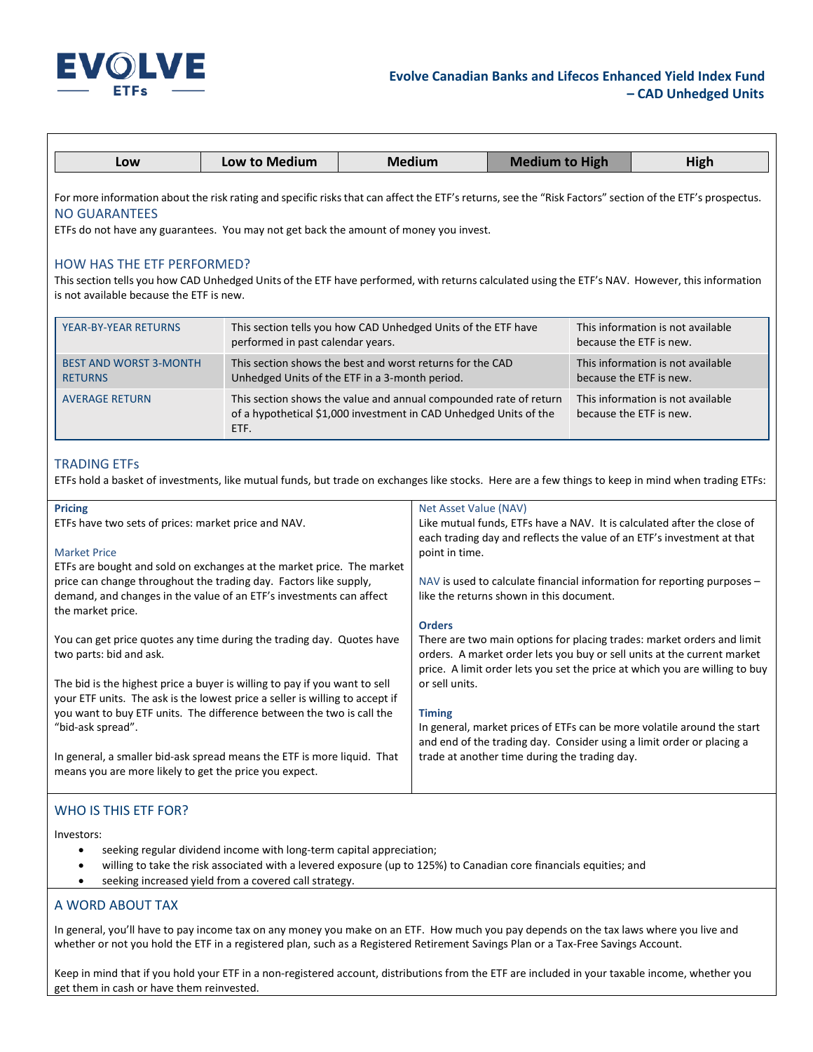| Low | Low to Medium | Medium | **Medium to High** | High |
|---|---|---|---|---|

For more information about the risk rating and specific risks that can affect the ETF's returns, see the "Risk Factors" section of the ETF's prospectus.

## NO GUARANTEES

ETFs do not have any guarantees. You may not get back the amount of money you invest.

## HOW HAS THE ETF PERFORMED?

This section tells you how CAD Unhedged Units of the ETF have performed, with returns calculated using the ETF's NAV. However, this information is not available because the ETF is new.

| | | |
|---|---|---|
| YEAR-BY-YEAR RETURNS | This section tells you how CAD Unhedged Units of the ETF have performed in past calendar years. | This information is not available because the ETF is new. |
| BEST AND WORST 3-MONTH RETURNS | This section shows the best and worst returns for the CAD Unhedged Units of the ETF in a 3-month period. | This information is not available because the ETF is new. |
| AVERAGE RETURN | This section shows the value and annual compounded rate of return of a hypothetical $1,000 investment in CAD Unhedged Units of the ETF. | This information is not available because the ETF is new. |

## TRADING ETFs

ETFs hold a basket of investments, like mutual funds, but trade on exchanges like stocks. Here are a few things to keep in mind when trading ETFs:

**Pricing**

ETFs have two sets of prices: market price and NAV.

Market Price

ETFs are bought and sold on exchanges at the market price. The market price can change throughout the trading day. Factors like supply, demand, and changes in the value of an ETF's investments can affect the market price.

You can get price quotes any time during the trading day. Quotes have two parts: bid and ask.

The bid is the highest price a buyer is willing to pay if you want to sell your ETF units. The ask is the lowest price a seller is willing to accept if you want to buy ETF units. The difference between the two is call the "bid-ask spread".

In general, a smaller bid-ask spread means the ETF is more liquid. That means you are more likely to get the price you expect.

Net Asset Value (NAV)

Like mutual funds, ETFs have a NAV. It is calculated after the close of each trading day and reflects the value of an ETF's investment at that point in time.

NAV is used to calculate financial information for reporting purposes – like the returns shown in this document.

**Orders**

There are two main options for placing trades: market orders and limit orders. A market order lets you buy or sell units at the current market price. A limit order lets you set the price at which you are willing to buy or sell units.

**Timing**

In general, market prices of ETFs can be more volatile around the start and end of the trading day. Consider using a limit order or placing a trade at another time during the trading day.

## WHO IS THIS ETF FOR?

Investors:

- seeking regular dividend income with long-term capital appreciation;
- willing to take the risk associated with a levered exposure (up to 125%) to Canadian core financials equities; and
- seeking increased yield from a covered call strategy.

## A WORD ABOUT TAX

In general, you'll have to pay income tax on any money you make on an ETF. How much you pay depends on the tax laws where you live and whether or not you hold the ETF in a registered plan, such as a Registered Retirement Savings Plan or a Tax-Free Savings Account.

Keep in mind that if you hold your ETF in a non-registered account, distributions from the ETF are included in your taxable income, whether you get them in cash or have them reinvested.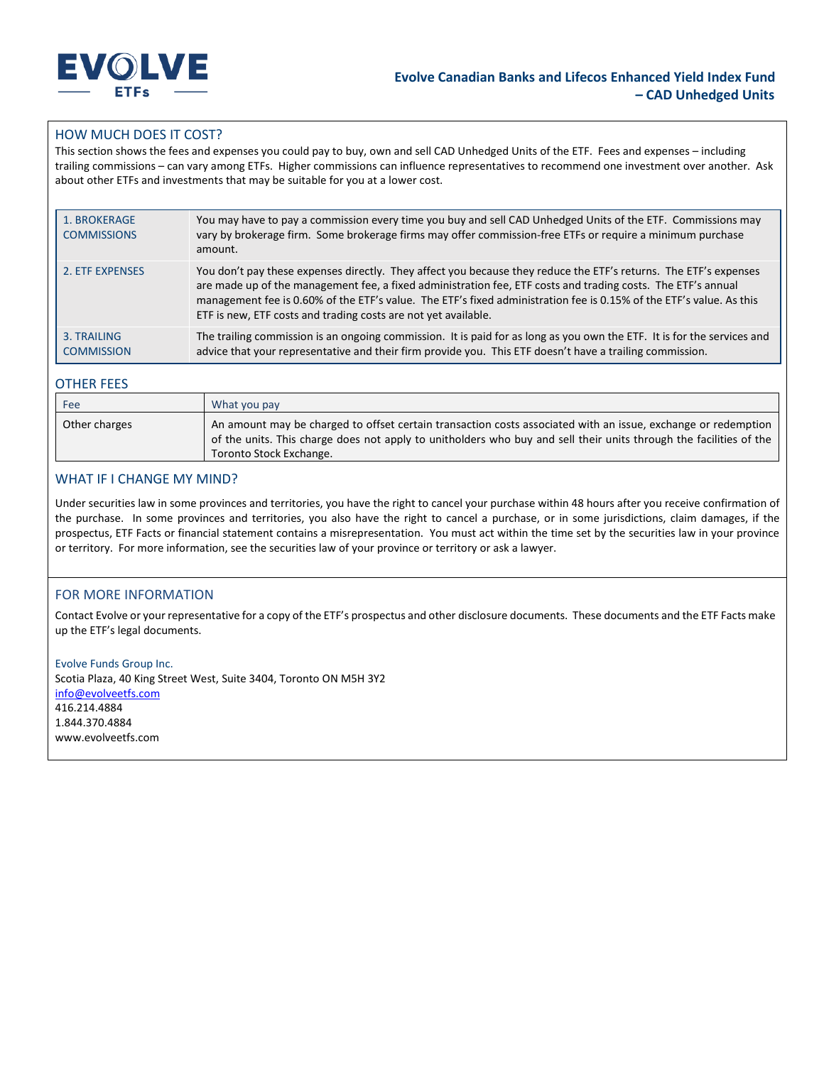# Evolve Canadian Banks and Lifecos Enhanced Yield Index Fund – CAD Unhedged Units

## HOW MUCH DOES IT COST?

This section shows the fees and expenses you could pay to buy, own and sell CAD Unhedged Units of the ETF. Fees and expenses – including trailing commissions – can vary among ETFs. Higher commissions can influence representatives to recommend one investment over another. Ask about other ETFs and investments that may be suitable for you at a lower cost.

| | |
|---|---|
| 1. BROKERAGE COMMISSIONS | You may have to pay a commission every time you buy and sell CAD Unhedged Units of the ETF. Commissions may vary by brokerage firm. Some brokerage firms may offer commission-free ETFs or require a minimum purchase amount. |
| 2. ETF EXPENSES | You don't pay these expenses directly. They affect you because they reduce the ETF's returns. The ETF's expenses are made up of the management fee, a fixed administration fee, ETF costs and trading costs. The ETF's annual management fee is 0.60% of the ETF's value. The ETF's fixed administration fee is 0.15% of the ETF's value. As this ETF is new, ETF costs and trading costs are not yet available. |
| 3. TRAILING COMMISSION | The trailing commission is an ongoing commission. It is paid for as long as you own the ETF. It is for the services and advice that your representative and their firm provide you. This ETF doesn't have a trailing commission. |

## OTHER FEES

| Fee | What you pay |
|---|---|
| Other charges | An amount may be charged to offset certain transaction costs associated with an issue, exchange or redemption of the units. This charge does not apply to unitholders who buy and sell their units through the facilities of the Toronto Stock Exchange. |

## WHAT IF I CHANGE MY MIND?

Under securities law in some provinces and territories, you have the right to cancel your purchase within 48 hours after you receive confirmation of the purchase. In some provinces and territories, you also have the right to cancel a purchase, or in some jurisdictions, claim damages, if the prospectus, ETF Facts or financial statement contains a misrepresentation. You must act within the time set by the securities law in your province or territory. For more information, see the securities law of your province or territory or ask a lawyer.

## FOR MORE INFORMATION

Contact Evolve or your representative for a copy of the ETF's prospectus and other disclosure documents. These documents and the ETF Facts make up the ETF's legal documents.

Evolve Funds Group Inc.
Scotia Plaza, 40 King Street West, Suite 3404, Toronto ON M5H 3Y2
info@evolveetfs.com
416.214.4884
1.844.370.4884
www.evolveetfs.com